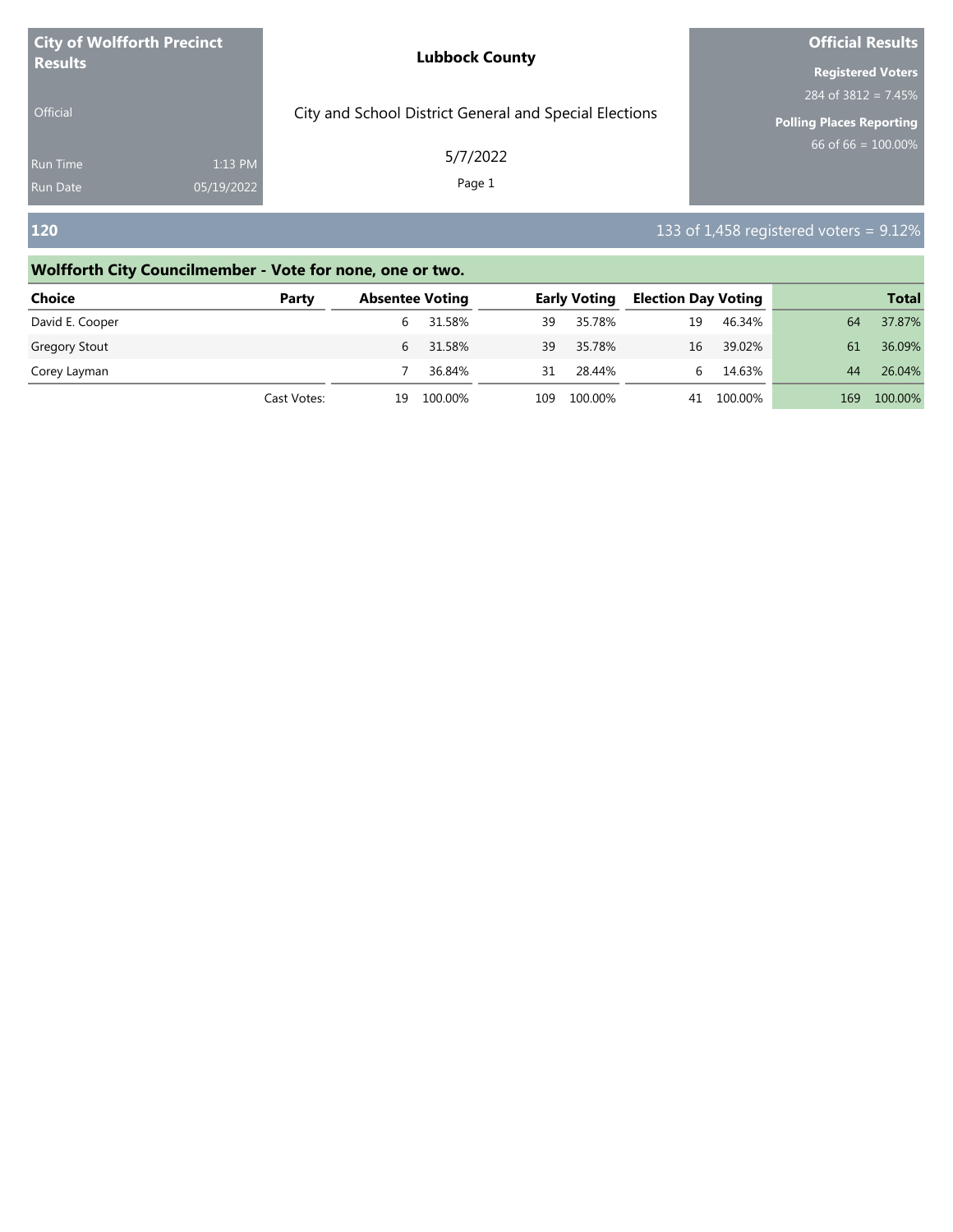| City of Wolfforth Precinct Results | | Lubbock County | Official Results |
|---|---|---|---|
| Official | | City and School District General and Special Elections | Registered Voters |
| | | | 284 of 3812 = 7.45% |
| Run Time | 1:13 PM | 5/7/2022 | Polling Places Reporting |
| Run Date | 05/19/2022 | | 66 of 66 = 100.00% |

## 120

133 of 1,458 registered voters = 9.12%

### Wolfforth City Councilmember - Vote for none, one or two.

| Choice | Party | Absentee Voting | | Early Voting | | Election Day Voting | | Total | |
|---|---|---|---|---|---|---|---|---|---|
| David E. Cooper | | 6 | 31.58% | 39 | 35.78% | 19 | 46.34% | 64 | 37.87% |
| Gregory Stout | | 6 | 31.58% | 39 | 35.78% | 16 | 39.02% | 61 | 36.09% |
| Corey Layman | | 7 | 36.84% | 31 | 28.44% | 6 | 14.63% | 44 | 26.04% |
| | Cast Votes: | 19 | 100.00% | 109 | 100.00% | 41 | 100.00% | 169 | 100.00% |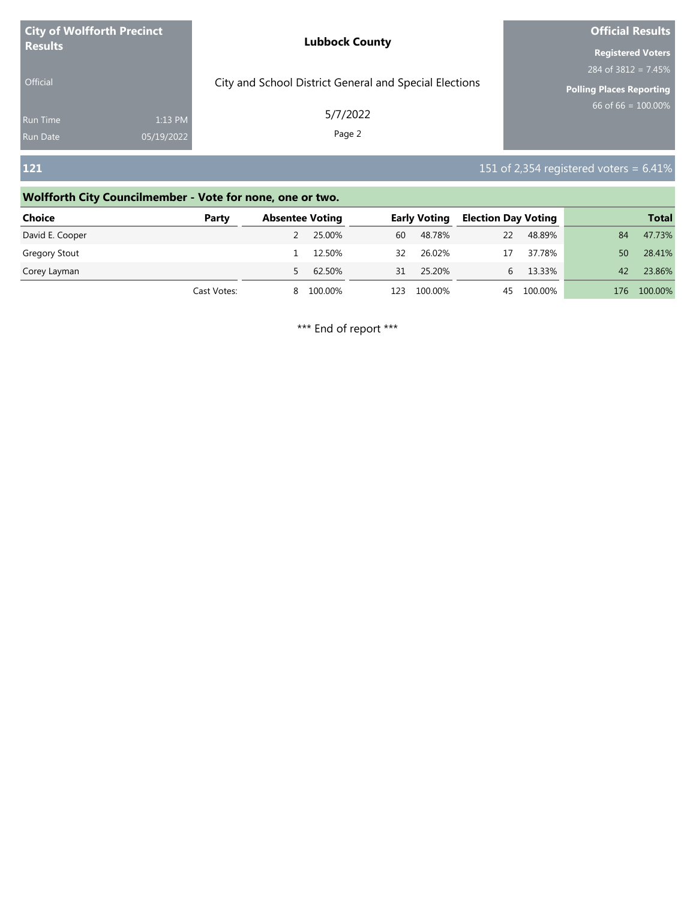| City of Wolfforth Precinct Results | |
|---|---|
| Official | |
| Run Time | 1:13 PM |
| Run Date | 05/19/2022 |

**Lubbock County**

City and School District General and Special Elections

5/7/2022

Page 2

**Official Results**

**Registered Voters**
284 of 3812 = 7.45%

**Polling Places Reporting**
66 of 66 = 100.00%

## 121

151 of 2,354 registered voters = 6.41%

### Wolfforth City Councilmember - Vote for none, one or two.

| Choice | Party | Absentee Voting | | Early Voting | | Election Day Voting | | Total | |
|---|---|---|---|---|---|---|---|---|---|
| David E. Cooper | | 2 | 25.00% | 60 | 48.78% | 22 | 48.89% | 84 | 47.73% |
| Gregory Stout | | 1 | 12.50% | 32 | 26.02% | 17 | 37.78% | 50 | 28.41% |
| Corey Layman | | 5 | 62.50% | 31 | 25.20% | 6 | 13.33% | 42 | 23.86% |
| | Cast Votes: | 8 | 100.00% | 123 | 100.00% | 45 | 100.00% | 176 | 100.00% |

*** End of report ***